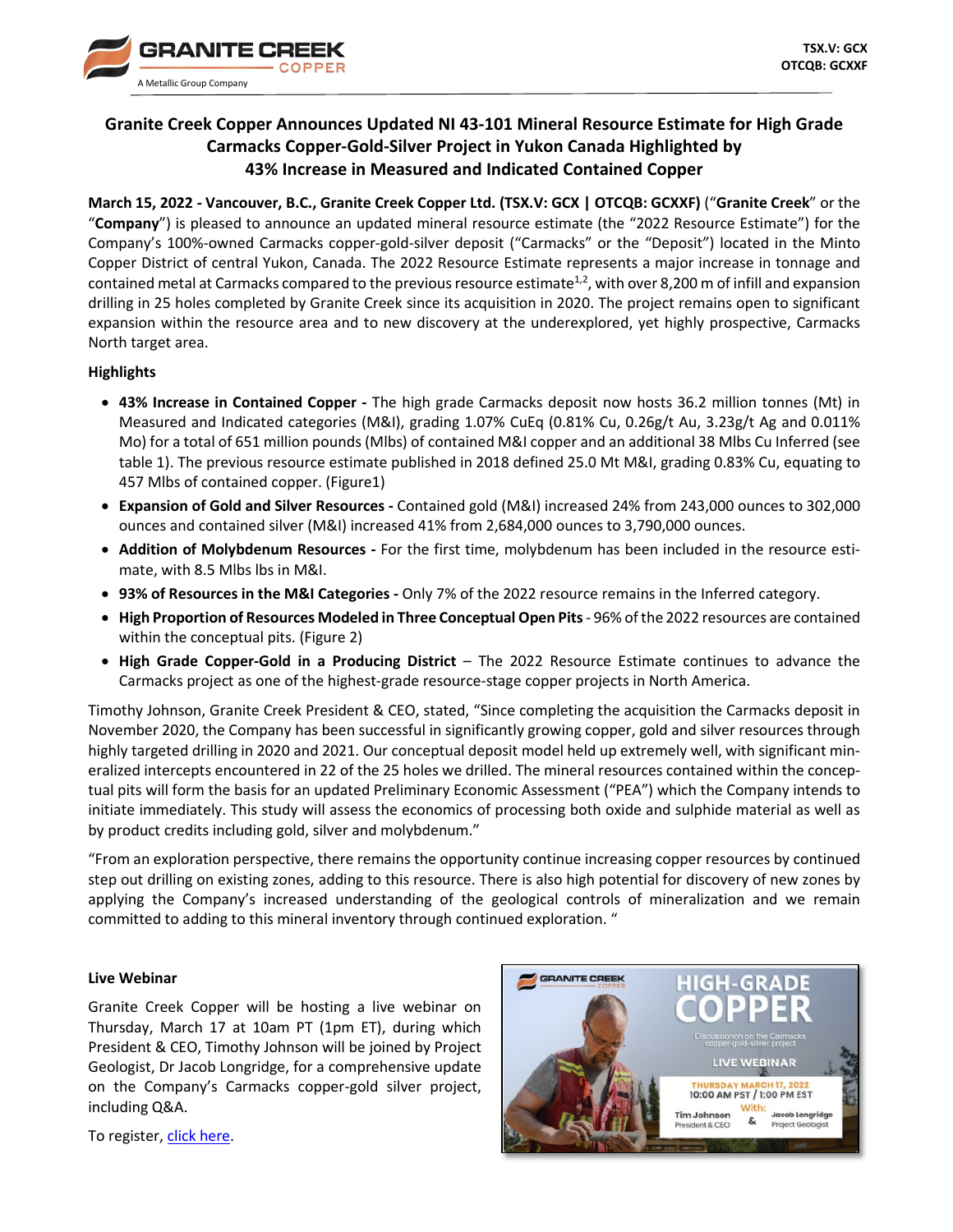TSX.V: GCX
OTCQB: GCXXF

# Granite Creek Copper Announces Updated NI 43-101 Mineral Resource Estimate for High Grade Carmacks Copper-Gold-Silver Project in Yukon Canada Highlighted by 43% Increase in Measured and Indicated Contained Copper

**March 15, 2022 - Vancouver, B.C., Granite Creek Copper Ltd. (TSX.V: GCX | OTCQB: GCXXF)** ("**Granite Creek**" or the "**Company**") is pleased to announce an updated mineral resource estimate (the "2022 Resource Estimate") for the Company's 100%-owned Carmacks copper-gold-silver deposit ("Carmacks" or the "Deposit") located in the Minto Copper District of central Yukon, Canada. The 2022 Resource Estimate represents a major increase in tonnage and contained metal at Carmacks compared to the previous resource estimate[1,2], with over 8,200 m of infill and expansion drilling in 25 holes completed by Granite Creek since its acquisition in 2020. The project remains open to significant expansion within the resource area and to new discovery at the underexplored, yet highly prospective, Carmacks North target area.

**Highlights**

- **43% Increase in Contained Copper -** The high grade Carmacks deposit now hosts 36.2 million tonnes (Mt) in Measured and Indicated categories (M&I), grading 1.07% CuEq (0.81% Cu, 0.26g/t Au, 3.23g/t Ag and 0.011% Mo) for a total of 651 million pounds (Mlbs) of contained M&I copper and an additional 38 Mlbs Cu Inferred (see table 1). The previous resource estimate published in 2018 defined 25.0 Mt M&I, grading 0.83% Cu, equating to 457 Mlbs of contained copper. (Figure1)
- **Expansion of Gold and Silver Resources -** Contained gold (M&I) increased 24% from 243,000 ounces to 302,000 ounces and contained silver (M&I) increased 41% from 2,684,000 ounces to 3,790,000 ounces.
- **Addition of Molybdenum Resources -** For the first time, molybdenum has been included in the resource estimate, with 8.5 Mlbs lbs in M&I.
- **93% of Resources in the M&I Categories -** Only 7% of the 2022 resource remains in the Inferred category.
- **High Proportion of Resources Modeled in Three Conceptual Open Pits** - 96% of the 2022 resources are contained within the conceptual pits. (Figure 2)
- **High Grade Copper-Gold in a Producing District** – The 2022 Resource Estimate continues to advance the Carmacks project as one of the highest-grade resource-stage copper projects in North America.

Timothy Johnson, Granite Creek President & CEO, stated, "Since completing the acquisition the Carmacks deposit in November 2020, the Company has been successful in significantly growing copper, gold and silver resources through highly targeted drilling in 2020 and 2021. Our conceptual deposit model held up extremely well, with significant mineralized intercepts encountered in 22 of the 25 holes we drilled. The mineral resources contained within the conceptual pits will form the basis for an updated Preliminary Economic Assessment ("PEA") which the Company intends to initiate immediately. This study will assess the economics of processing both oxide and sulphide material as well as by product credits including gold, silver and molybdenum."

"From an exploration perspective, there remains the opportunity continue increasing copper resources by continued step out drilling on existing zones, adding to this resource. There is also high potential for discovery of new zones by applying the Company's increased understanding of the geological controls of mineralization and we remain committed to adding to this mineral inventory through continued exploration. "

**Live Webinar**

Granite Creek Copper will be hosting a live webinar on Thursday, March 17 at 10am PT (1pm ET), during which President & CEO, Timothy Johnson will be joined by Project Geologist, Dr Jacob Longridge, for a comprehensive update on the Company's Carmacks copper-gold silver project, including Q&A.

To register, click here.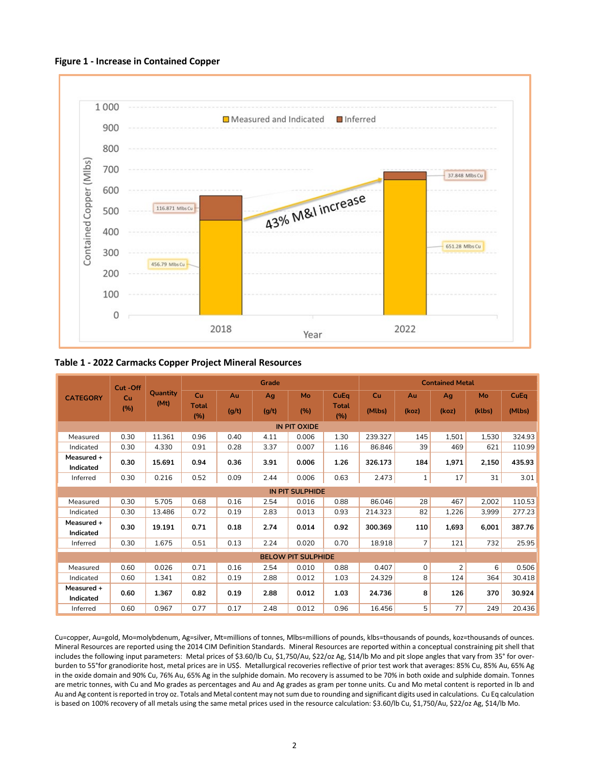**Figure 1 - Increase in Contained Copper**

**Table 1 - 2022 Carmacks Copper Project Mineral Resources**

| CATEGORY | Cut -Off Cu (%) | Quantity (Mt) | Grade | | | | | Contained Metal | | | | |
|---|---|---|---|---|---|---|---|---|---|---|---|---|
| | | | Cu Total (%) | Au (g/t) | Ag (g/t) | Mo (%) | CuEq Total (%) | Cu (Mlbs) | Au (koz) | Ag (koz) | Mo (klbs) | CuEq (Mlbs) |
| **IN PIT OXIDE** | | | | | | | | | | | | |
| Measured | 0.30 | 11.361 | 0.96 | 0.40 | 4.11 | 0.006 | 1.30 | 239.327 | 145 | 1,501 | 1,530 | 324.93 |
| Indicated | 0.30 | 4.330 | 0.91 | 0.28 | 3.37 | 0.007 | 1.16 | 86.846 | 39 | 469 | 621 | 110.99 |
| **Measured + Indicated** | **0.30** | **15.691** | **0.94** | **0.36** | **3.91** | **0.006** | **1.26** | **326.173** | **184** | **1,971** | **2,150** | **435.93** |
| Inferred | 0.30 | 0.216 | 0.52 | 0.09 | 2.44 | 0.006 | 0.63 | 2.473 | 1 | 17 | 31 | 3.01 |
| **IN PIT SULPHIDE** | | | | | | | | | | | | |
| Measured | 0.30 | 5.705 | 0.68 | 0.16 | 2.54 | 0.016 | 0.88 | 86.046 | 28 | 467 | 2,002 | 110.53 |
| Indicated | 0.30 | 13.486 | 0.72 | 0.19 | 2.83 | 0.013 | 0.93 | 214.323 | 82 | 1,226 | 3,999 | 277.23 |
| **Measured + Indicated** | **0.30** | **19.191** | **0.71** | **0.18** | **2.74** | **0.014** | **0.92** | **300.369** | **110** | **1,693** | **6,001** | **387.76** |
| Inferred | 0.30 | 1.675 | 0.51 | 0.13 | 2.24 | 0.020 | 0.70 | 18.918 | 7 | 121 | 732 | 25.95 |
| **BELOW PIT SULPHIDE** | | | | | | | | | | | | |
| Measured | 0.60 | 0.026 | 0.71 | 0.16 | 2.54 | 0.010 | 0.88 | 0.407 | 0 | 2 | 6 | 0.506 |
| Indicated | 0.60 | 1.341 | 0.82 | 0.19 | 2.88 | 0.012 | 1.03 | 24.329 | 8 | 124 | 364 | 30.418 |
| **Measured + Indicated** | **0.60** | **1.367** | **0.82** | **0.19** | **2.88** | **0.012** | **1.03** | **24.736** | **8** | **126** | **370** | **30.924** |
| Inferred | 0.60 | 0.967 | 0.77 | 0.17 | 2.48 | 0.012 | 0.96 | 16.456 | 5 | 77 | 249 | 20.436 |

Cu=copper, Au=gold, Mo=molybdenum, Ag=silver, Mt=millions of tonnes, Mlbs=millions of pounds, klbs=thousands of pounds, koz=thousands of ounces. Mineral Resources are reported using the 2014 CIM Definition Standards. Mineral Resources are reported within a conceptual constraining pit shell that includes the following input parameters: Metal prices of $3.60/lb Cu, $1,750/Au, $22/oz Ag, $14/lb Mo and pit slope angles that vary from 35° for over-burden to 55°for granodiorite host, metal prices are in US$. Metallurgical recoveries reflective of prior test work that averages: 85% Cu, 85% Au, 65% Ag in the oxide domain and 90% Cu, 76% Au, 65% Ag in the sulphide domain. Mo recovery is assumed to be 70% in both oxide and sulphide domain. Tonnes are metric tonnes, with Cu and Mo grades as percentages and Au and Ag grades as gram per tonne units. Cu and Mo metal content is reported in lb and Au and Ag content is reported in troy oz. Totals and Metal content may not sum due to rounding and significant digits used in calculations. Cu Eq calculation is based on 100% recovery of all metals using the same metal prices used in the resource calculation: $3.60/lb Cu, $1,750/Au, $22/oz Ag, $14/lb Mo.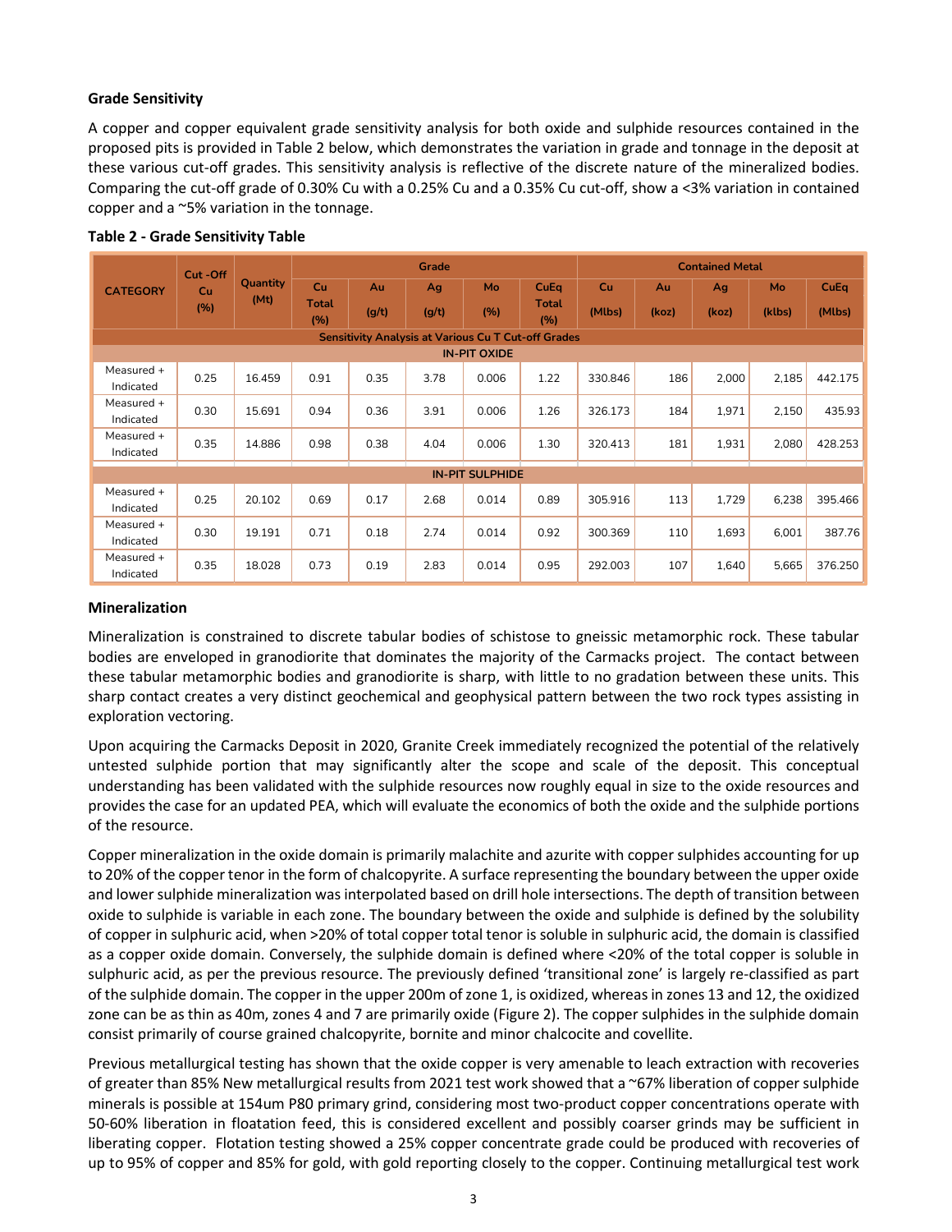**Grade Sensitivity**

A copper and copper equivalent grade sensitivity analysis for both oxide and sulphide resources contained in the proposed pits is provided in Table 2 below, which demonstrates the variation in grade and tonnage in the deposit at these various cut-off grades. This sensitivity analysis is reflective of the discrete nature of the mineralized bodies. Comparing the cut-off grade of 0.30% Cu with a 0.25% Cu and a 0.35% Cu cut-off, show a <3% variation in contained copper and a ~5% variation in the tonnage.

**Table 2 - Grade Sensitivity Table**

| CATEGORY | Cut -Off Cu (%) | Quantity (Mt) | Grade | | | | | Contained Metal | | | | |
|---|---|---|---|---|---|---|---|---|---|---|---|---|
| | | | Cu Total (%) | Au (g/t) | Ag (g/t) | Mo (%) | CuEq Total (%) | Cu (Mlbs) | Au (koz) | Ag (koz) | Mo (klbs) | CuEq (Mlbs) |
| **Sensitivity Analysis at Various Cu T Cut-off Grades** | | | | | | | | | | | | |
| **IN-PIT OXIDE** | | | | | | | | | | | | |
| Measured + Indicated | 0.25 | 16.459 | 0.91 | 0.35 | 3.78 | 0.006 | 1.22 | 330.846 | 186 | 2,000 | 2,185 | 442.175 |
| Measured + Indicated | 0.30 | 15.691 | 0.94 | 0.36 | 3.91 | 0.006 | 1.26 | 326.173 | 184 | 1,971 | 2,150 | 435.93 |
| Measured + Indicated | 0.35 | 14.886 | 0.98 | 0.38 | 4.04 | 0.006 | 1.30 | 320.413 | 181 | 1,931 | 2,080 | 428.253 |
| **IN-PIT SULPHIDE** | | | | | | | | | | | | |
| Measured + Indicated | 0.25 | 20.102 | 0.69 | 0.17 | 2.68 | 0.014 | 0.89 | 305.916 | 113 | 1,729 | 6,238 | 395.466 |
| Measured + Indicated | 0.30 | 19.191 | 0.71 | 0.18 | 2.74 | 0.014 | 0.92 | 300.369 | 110 | 1,693 | 6,001 | 387.76 |
| Measured + Indicated | 0.35 | 18.028 | 0.73 | 0.19 | 2.83 | 0.014 | 0.95 | 292.003 | 107 | 1,640 | 5,665 | 376.250 |

**Mineralization**

Mineralization is constrained to discrete tabular bodies of schistose to gneissic metamorphic rock. These tabular bodies are enveloped in granodiorite that dominates the majority of the Carmacks project. The contact between these tabular metamorphic bodies and granodiorite is sharp, with little to no gradation between these units. This sharp contact creates a very distinct geochemical and geophysical pattern between the two rock types assisting in exploration vectoring.

Upon acquiring the Carmacks Deposit in 2020, Granite Creek immediately recognized the potential of the relatively untested sulphide portion that may significantly alter the scope and scale of the deposit. This conceptual understanding has been validated with the sulphide resources now roughly equal in size to the oxide resources and provides the case for an updated PEA, which will evaluate the economics of both the oxide and the sulphide portions of the resource.

Copper mineralization in the oxide domain is primarily malachite and azurite with copper sulphides accounting for up to 20% of the copper tenor in the form of chalcopyrite. A surface representing the boundary between the upper oxide and lower sulphide mineralization was interpolated based on drill hole intersections. The depth of transition between oxide to sulphide is variable in each zone. The boundary between the oxide and sulphide is defined by the solubility of copper in sulphuric acid, when >20% of total copper total tenor is soluble in sulphuric acid, the domain is classified as a copper oxide domain. Conversely, the sulphide domain is defined where <20% of the total copper is soluble in sulphuric acid, as per the previous resource. The previously defined 'transitional zone' is largely re-classified as part of the sulphide domain. The copper in the upper 200m of zone 1, is oxidized, whereas in zones 13 and 12, the oxidized zone can be as thin as 40m, zones 4 and 7 are primarily oxide (Figure 2). The copper sulphides in the sulphide domain consist primarily of course grained chalcopyrite, bornite and minor chalcocite and covellite.

Previous metallurgical testing has shown that the oxide copper is very amenable to leach extraction with recoveries of greater than 85% New metallurgical results from 2021 test work showed that a ~67% liberation of copper sulphide minerals is possible at 154um P80 primary grind, considering most two-product copper concentrations operate with 50-60% liberation in floatation feed, this is considered excellent and possibly coarser grinds may be sufficient in liberating copper. Flotation testing showed a 25% copper concentrate grade could be produced with recoveries of up to 95% of copper and 85% for gold, with gold reporting closely to the copper. Continuing metallurgical test work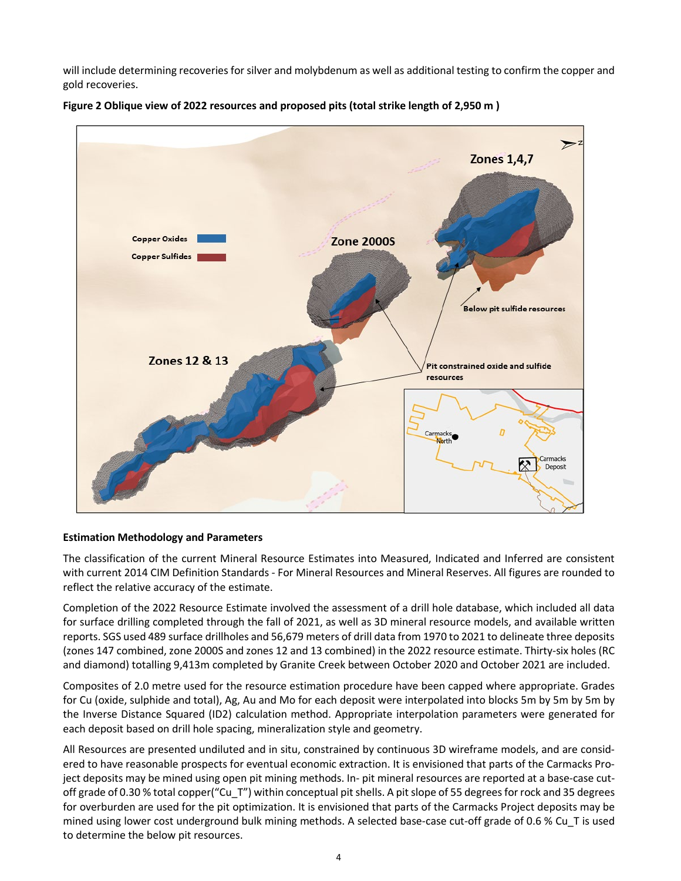will include determining recoveries for silver and molybdenum as well as additional testing to confirm the copper and gold recoveries.

**Figure 2 Oblique view of 2022 resources and proposed pits (total strike length of 2,950 m )**

### Estimation Methodology and Parameters

The classification of the current Mineral Resource Estimates into Measured, Indicated and Inferred are consistent with current 2014 CIM Definition Standards - For Mineral Resources and Mineral Reserves. All figures are rounded to reflect the relative accuracy of the estimate.

Completion of the 2022 Resource Estimate involved the assessment of a drill hole database, which included all data for surface drilling completed through the fall of 2021, as well as 3D mineral resource models, and available written reports. SGS used 489 surface drillholes and 56,679 meters of drill data from 1970 to 2021 to delineate three deposits (zones 147 combined, zone 2000S and zones 12 and 13 combined) in the 2022 resource estimate. Thirty-six holes (RC and diamond) totalling 9,413m completed by Granite Creek between October 2020 and October 2021 are included.

Composites of 2.0 metre used for the resource estimation procedure have been capped where appropriate. Grades for Cu (oxide, sulphide and total), Ag, Au and Mo for each deposit were interpolated into blocks 5m by 5m by 5m by the Inverse Distance Squared (ID2) calculation method. Appropriate interpolation parameters were generated for each deposit based on drill hole spacing, mineralization style and geometry.

All Resources are presented undiluted and in situ, constrained by continuous 3D wireframe models, and are considered to have reasonable prospects for eventual economic extraction. It is envisioned that parts of the Carmacks Project deposits may be mined using open pit mining methods. In- pit mineral resources are reported at a base-case cut-off grade of 0.30 % total copper("Cu_T") within conceptual pit shells. A pit slope of 55 degrees for rock and 35 degrees for overburden are used for the pit optimization. It is envisioned that parts of the Carmacks Project deposits may be mined using lower cost underground bulk mining methods. A selected base-case cut-off grade of 0.6 % Cu_T is used to determine the below pit resources.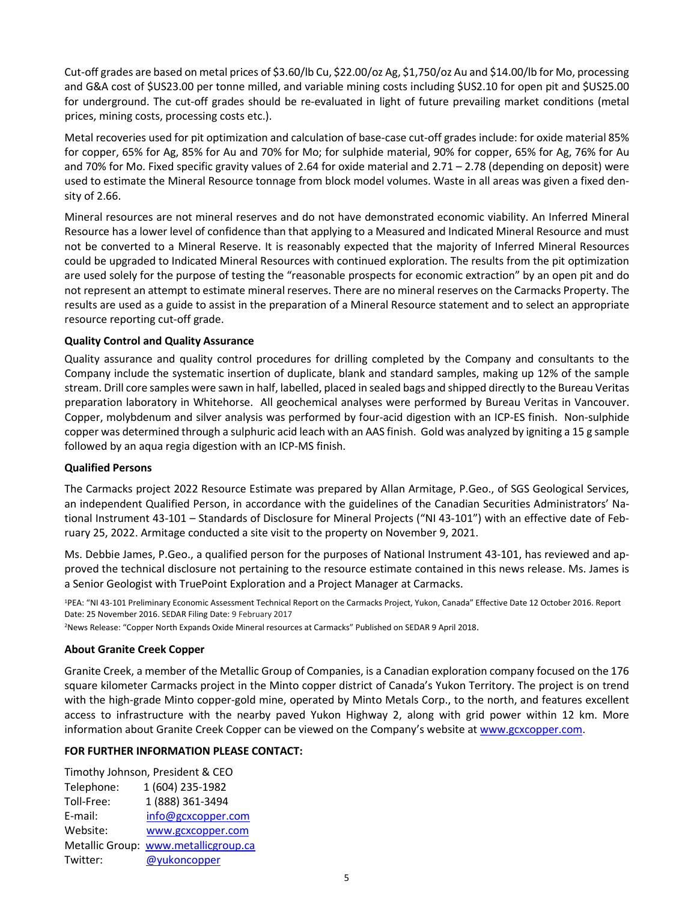Cut-off grades are based on metal prices of $3.60/lb Cu, $22.00/oz Ag, $1,750/oz Au and $14.00/lb for Mo, processing and G&A cost of $US23.00 per tonne milled, and variable mining costs including $US2.10 for open pit and $US25.00 for underground. The cut-off grades should be re-evaluated in light of future prevailing market conditions (metal prices, mining costs, processing costs etc.).

Metal recoveries used for pit optimization and calculation of base-case cut-off grades include: for oxide material 85% for copper, 65% for Ag, 85% for Au and 70% for Mo; for sulphide material, 90% for copper, 65% for Ag, 76% for Au and 70% for Mo. Fixed specific gravity values of 2.64 for oxide material and 2.71 – 2.78 (depending on deposit) were used to estimate the Mineral Resource tonnage from block model volumes. Waste in all areas was given a fixed density of 2.66.

Mineral resources are not mineral reserves and do not have demonstrated economic viability. An Inferred Mineral Resource has a lower level of confidence than that applying to a Measured and Indicated Mineral Resource and must not be converted to a Mineral Reserve. It is reasonably expected that the majority of Inferred Mineral Resources could be upgraded to Indicated Mineral Resources with continued exploration. The results from the pit optimization are used solely for the purpose of testing the "reasonable prospects for economic extraction" by an open pit and do not represent an attempt to estimate mineral reserves. There are no mineral reserves on the Carmacks Property. The results are used as a guide to assist in the preparation of a Mineral Resource statement and to select an appropriate resource reporting cut-off grade.

**Quality Control and Quality Assurance**

Quality assurance and quality control procedures for drilling completed by the Company and consultants to the Company include the systematic insertion of duplicate, blank and standard samples, making up 12% of the sample stream. Drill core samples were sawn in half, labelled, placed in sealed bags and shipped directly to the Bureau Veritas preparation laboratory in Whitehorse. All geochemical analyses were performed by Bureau Veritas in Vancouver. Copper, molybdenum and silver analysis was performed by four-acid digestion with an ICP-ES finish. Non-sulphide copper was determined through a sulphuric acid leach with an AAS finish. Gold was analyzed by igniting a 15 g sample followed by an aqua regia digestion with an ICP-MS finish.

**Qualified Persons**

The Carmacks project 2022 Resource Estimate was prepared by Allan Armitage, P.Geo., of SGS Geological Services, an independent Qualified Person, in accordance with the guidelines of the Canadian Securities Administrators' National Instrument 43-101 – Standards of Disclosure for Mineral Projects ("NI 43-101") with an effective date of February 25, 2022. Armitage conducted a site visit to the property on November 9, 2021.

Ms. Debbie James, P.Geo., a qualified person for the purposes of National Instrument 43-101, has reviewed and approved the technical disclosure not pertaining to the resource estimate contained in this news release. Ms. James is a Senior Geologist with TruePoint Exploration and a Project Manager at Carmacks.

[1]PEA: "NI 43-101 Preliminary Economic Assessment Technical Report on the Carmacks Project, Yukon, Canada" Effective Date 12 October 2016. Report Date: 25 November 2016. SEDAR Filing Date: 9 February 2017

[2]News Release: "Copper North Expands Oxide Mineral resources at Carmacks" Published on SEDAR 9 April 2018.

**About Granite Creek Copper**

Granite Creek, a member of the Metallic Group of Companies, is a Canadian exploration company focused on the 176 square kilometer Carmacks project in the Minto copper district of Canada's Yukon Territory. The project is on trend with the high-grade Minto copper-gold mine, operated by Minto Metals Corp., to the north, and features excellent access to infrastructure with the nearby paved Yukon Highway 2, along with grid power within 12 km. More information about Granite Creek Copper can be viewed on the Company's website at www.gcxcopper.com.

**FOR FURTHER INFORMATION PLEASE CONTACT:**

Timothy Johnson, President & CEO
Telephone: 1 (604) 235-1982
Toll-Free: 1 (888) 361-3494
E-mail: info@gcxcopper.com
Website: www.gcxcopper.com
Metallic Group: www.metallicgroup.ca
Twitter: @yukoncopper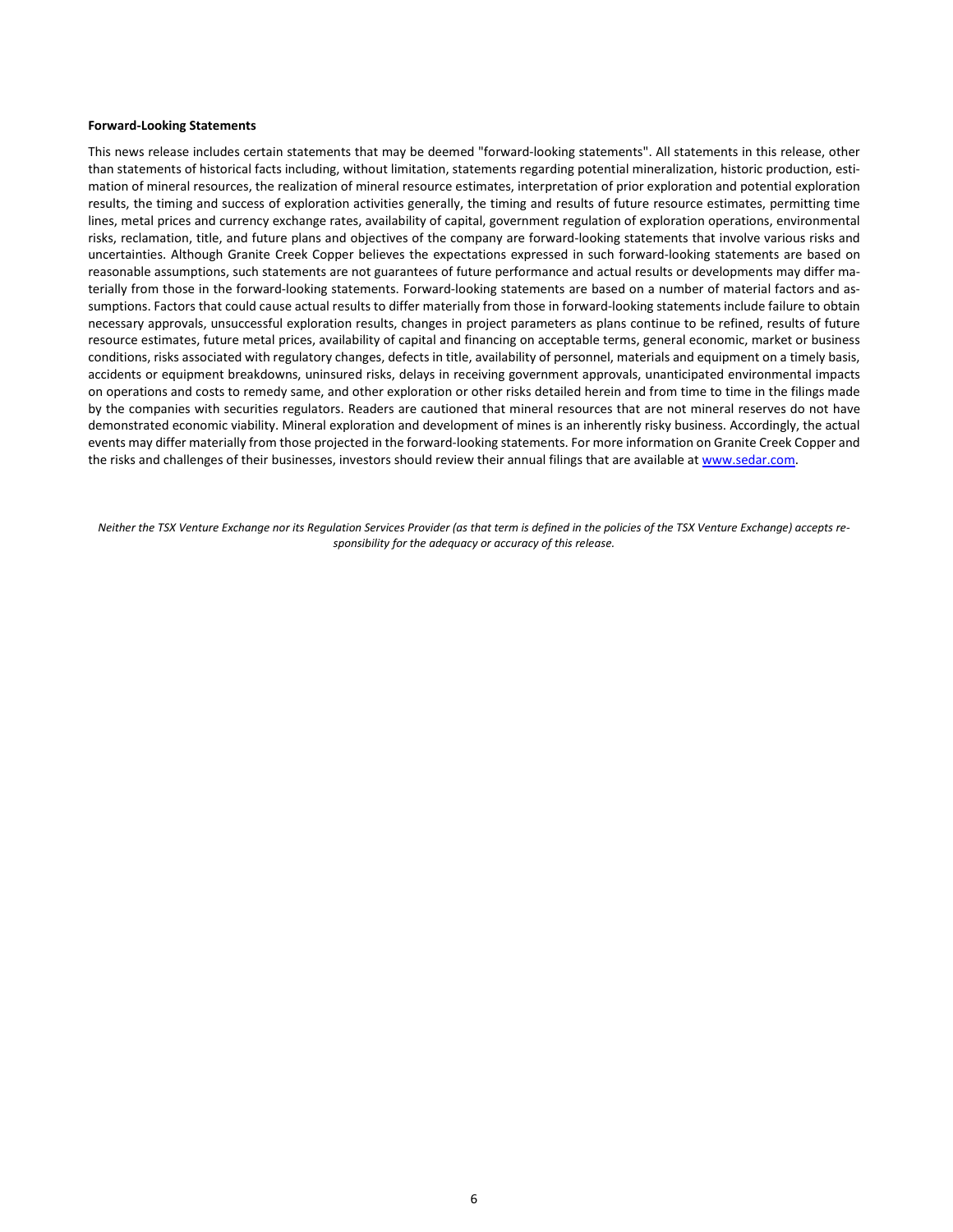**Forward-Looking Statements**

This news release includes certain statements that may be deemed "forward-looking statements". All statements in this release, other than statements of historical facts including, without limitation, statements regarding potential mineralization, historic production, estimation of mineral resources, the realization of mineral resource estimates, interpretation of prior exploration and potential exploration results, the timing and success of exploration activities generally, the timing and results of future resource estimates, permitting time lines, metal prices and currency exchange rates, availability of capital, government regulation of exploration operations, environmental risks, reclamation, title, and future plans and objectives of the company are forward-looking statements that involve various risks and uncertainties. Although Granite Creek Copper believes the expectations expressed in such forward-looking statements are based on reasonable assumptions, such statements are not guarantees of future performance and actual results or developments may differ materially from those in the forward-looking statements. Forward-looking statements are based on a number of material factors and assumptions. Factors that could cause actual results to differ materially from those in forward-looking statements include failure to obtain necessary approvals, unsuccessful exploration results, changes in project parameters as plans continue to be refined, results of future resource estimates, future metal prices, availability of capital and financing on acceptable terms, general economic, market or business conditions, risks associated with regulatory changes, defects in title, availability of personnel, materials and equipment on a timely basis, accidents or equipment breakdowns, uninsured risks, delays in receiving government approvals, unanticipated environmental impacts on operations and costs to remedy same, and other exploration or other risks detailed herein and from time to time in the filings made by the companies with securities regulators. Readers are cautioned that mineral resources that are not mineral reserves do not have demonstrated economic viability. Mineral exploration and development of mines is an inherently risky business. Accordingly, the actual events may differ materially from those projected in the forward-looking statements. For more information on Granite Creek Copper and the risks and challenges of their businesses, investors should review their annual filings that are available at www.sedar.com.

*Neither the TSX Venture Exchange nor its Regulation Services Provider (as that term is defined in the policies of the TSX Venture Exchange) accepts responsibility for the adequacy or accuracy of this release.*